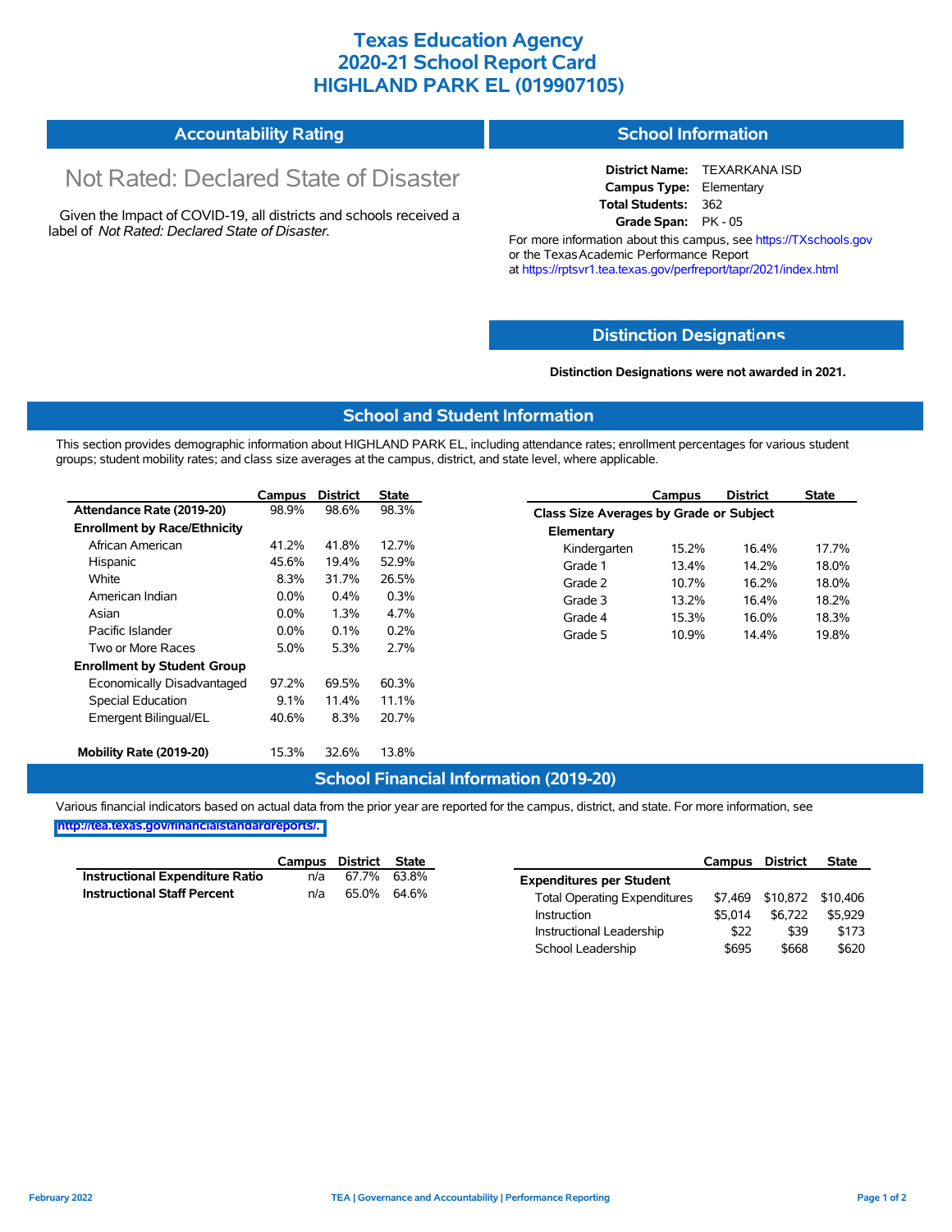# Texas Education Agency
# 2020-21 School Report Card
# HIGHLAND PARK EL (019907105)

## Accountability Rating

Not Rated: Declared State of Disaster

Given the Impact of COVID-19, all districts and schools received a label of *Not Rated: Declared State of Disaster*.

## School Information

**District Name:** TEXARKANA ISD
**Campus Type:** Elementary
**Total Students:** 362
**Grade Span:** PK - 05

For more information about this campus, see https://TXschools.gov or the Texas Academic Performance Report at https://rptsvr1.tea.texas.gov/perfreport/tapr/2021/index.html

## Distinction Designations

**Distinction Designations were not awarded in 2021.**

## School and Student Information

This section provides demographic information about HIGHLAND PARK EL, including attendance rates; enrollment percentages for various student groups; student mobility rates; and class size averages at the campus, district, and state level, where applicable.

| | Campus | District | State |
|---|---|---|---|
| **Attendance Rate (2019-20)** | 98.9% | 98.6% | 98.3% |
| **Enrollment by Race/Ethnicity** | | | |
| African American | 41.2% | 41.8% | 12.7% |
| Hispanic | 45.6% | 19.4% | 52.9% |
| White | 8.3% | 31.7% | 26.5% |
| American Indian | 0.0% | 0.4% | 0.3% |
| Asian | 0.0% | 1.3% | 4.7% |
| Pacific Islander | 0.0% | 0.1% | 0.2% |
| Two or More Races | 5.0% | 5.3% | 2.7% |
| **Enrollment by Student Group** | | | |
| Economically Disadvantaged | 97.2% | 69.5% | 60.3% |
| Special Education | 9.1% | 11.4% | 11.1% |
| Emergent Bilingual/EL | 40.6% | 8.3% | 20.7% |
| **Mobility Rate (2019-20)** | 15.3% | 32.6% | 13.8% |

| | Campus | District | State |
|---|---|---|---|
| **Class Size Averages by Grade or Subject** | | | |
| **Elementary** | | | |
| Kindergarten | 15.2% | 16.4% | 17.7% |
| Grade 1 | 13.4% | 14.2% | 18.0% |
| Grade 2 | 10.7% | 16.2% | 18.0% |
| Grade 3 | 13.2% | 16.4% | 18.2% |
| Grade 4 | 15.3% | 16.0% | 18.3% |
| Grade 5 | 10.9% | 14.4% | 19.8% |

## School Financial Information (2019-20)

Various financial indicators based on actual data from the prior year are reported for the campus, district, and state. For more information, see http://tea.texas.gov/financialstandardreports/.

| | Campus | District | State |
|---|---|---|---|
| **Instructional Expenditure Ratio** | n/a | 67.7% | 63.8% |
| **Instructional Staff Percent** | n/a | 65.0% | 64.6% |

| | Campus | District | State |
|---|---|---|---|
| **Expenditures per Student** | | | |
| Total Operating Expenditures | $7,469 | $10,872 | $10,406 |
| Instruction | $5,014 | $6,722 | $5,929 |
| Instructional Leadership | $22 | $39 | $173 |
| School Leadership | $695 | $668 | $620 |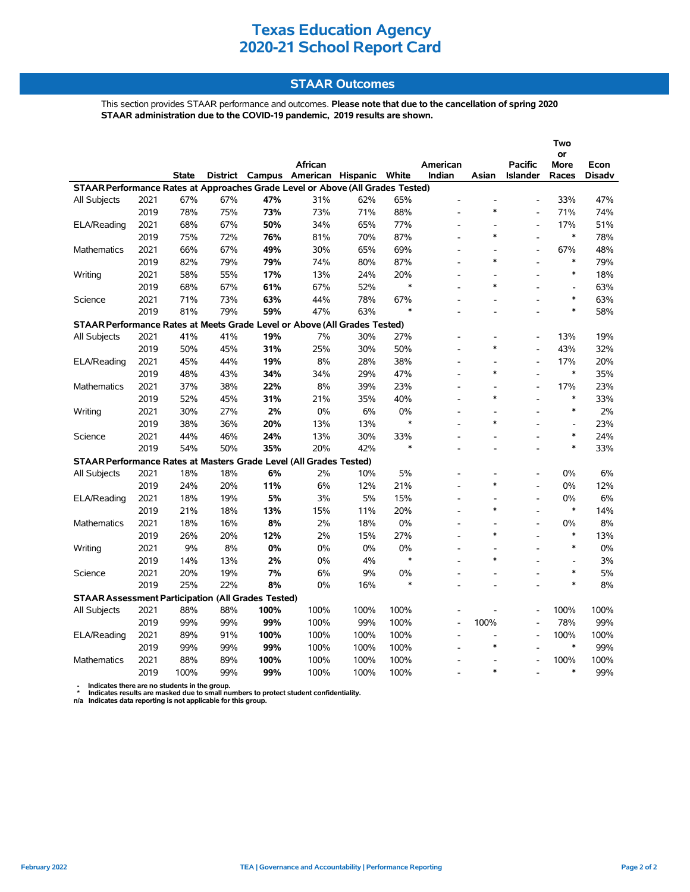# Texas Education Agency
# 2020-21 School Report Card

## STAAR Outcomes

This section provides STAAR performance and outcomes. **Please note that due to the cancellation of spring 2020 STAAR administration due to the COVID-19 pandemic, 2019 results are shown.**

| | | State | District | Campus | African American | Hispanic | White | American Indian | Asian | Pacific Islander | Two or More Races | Econ Disadv |
|---|---|---|---|---|---|---|---|---|---|---|---|---|
| **STAAR Performance Rates at Approaches Grade Level or Above (All Grades Tested)** | | | | | | | | | | | | |
| All Subjects | 2021 | 67% | 67% | **47%** | 31% | 62% | 65% | - | - | - | 33% | 47% |
| | 2019 | 78% | 75% | **73%** | 73% | 71% | 88% | - | * | - | 71% | 74% |
| ELA/Reading | 2021 | 68% | 67% | **50%** | 34% | 65% | 77% | - | - | - | 17% | 51% |
| | 2019 | 75% | 72% | **76%** | 81% | 70% | 87% | - | * | - | * | 78% |
| Mathematics | 2021 | 66% | 67% | **49%** | 30% | 65% | 69% | - | - | - | 67% | 48% |
| | 2019 | 82% | 79% | **79%** | 74% | 80% | 87% | - | * | - | * | 79% |
| Writing | 2021 | 58% | 55% | **17%** | 13% | 24% | 20% | - | - | - | * | 18% |
| | 2019 | 68% | 67% | **61%** | 67% | 52% | * | - | * | - | - | 63% |
| Science | 2021 | 71% | 73% | **63%** | 44% | 78% | 67% | - | - | - | * | 63% |
| | 2019 | 81% | 79% | **59%** | 47% | 63% | * | - | - | - | * | 58% |
| **STAAR Performance Rates at Meets Grade Level or Above (All Grades Tested)** | | | | | | | | | | | | |
| All Subjects | 2021 | 41% | 41% | **19%** | 7% | 30% | 27% | - | - | - | 13% | 19% |
| | 2019 | 50% | 45% | **31%** | 25% | 30% | 50% | - | * | - | 43% | 32% |
| ELA/Reading | 2021 | 45% | 44% | **19%** | 8% | 28% | 38% | - | - | - | 17% | 20% |
| | 2019 | 48% | 43% | **34%** | 34% | 29% | 47% | - | * | - | * | 35% |
| Mathematics | 2021 | 37% | 38% | **22%** | 8% | 39% | 23% | - | - | - | 17% | 23% |
| | 2019 | 52% | 45% | **31%** | 21% | 35% | 40% | - | * | - | * | 33% |
| Writing | 2021 | 30% | 27% | **2%** | 0% | 6% | 0% | - | - | - | * | 2% |
| | 2019 | 38% | 36% | **20%** | 13% | 13% | * | - | * | - | - | 23% |
| Science | 2021 | 44% | 46% | **24%** | 13% | 30% | 33% | - | - | - | * | 24% |
| | 2019 | 54% | 50% | **35%** | 20% | 42% | * | - | - | - | * | 33% |
| **STAAR Performance Rates at Masters Grade Level (All Grades Tested)** | | | | | | | | | | | | |
| All Subjects | 2021 | 18% | 18% | **6%** | 2% | 10% | 5% | - | - | - | 0% | 6% |
| | 2019 | 24% | 20% | **11%** | 6% | 12% | 21% | - | * | - | 0% | 12% |
| ELA/Reading | 2021 | 18% | 19% | **5%** | 3% | 5% | 15% | - | - | - | 0% | 6% |
| | 2019 | 21% | 18% | **13%** | 15% | 11% | 20% | - | * | - | * | 14% |
| Mathematics | 2021 | 18% | 16% | **8%** | 2% | 18% | 0% | - | - | - | 0% | 8% |
| | 2019 | 26% | 20% | **12%** | 2% | 15% | 27% | - | * | - | * | 13% |
| Writing | 2021 | 9% | 8% | **0%** | 0% | 0% | 0% | - | - | - | * | 0% |
| | 2019 | 14% | 13% | **2%** | 0% | 4% | * | - | * | - | - | 3% |
| Science | 2021 | 20% | 19% | **7%** | 6% | 9% | 0% | - | - | - | * | 5% |
| | 2019 | 25% | 22% | **8%** | 0% | 16% | * | - | - | - | * | 8% |
| **STAAR Assessment Participation (All Grades Tested)** | | | | | | | | | | | | |
| All Subjects | 2021 | 88% | 88% | **100%** | 100% | 100% | 100% | - | - | - | 100% | 100% |
| | 2019 | 99% | 99% | **99%** | 100% | 99% | 100% | - | 100% | - | 78% | 99% |
| ELA/Reading | 2021 | 89% | 91% | **100%** | 100% | 100% | 100% | - | - | - | 100% | 100% |
| | 2019 | 99% | 99% | **99%** | 100% | 100% | 100% | - | * | - | * | 99% |
| Mathematics | 2021 | 88% | 89% | **100%** | 100% | 100% | 100% | - | - | - | 100% | 100% |
| | 2019 | 100% | 99% | **99%** | 100% | 100% | 100% | - | * | - | * | 99% |

- Indicates there are no students in the group.
\* Indicates results are masked due to small numbers to protect student confidentiality.
n/a Indicates data reporting is not applicable for this group.